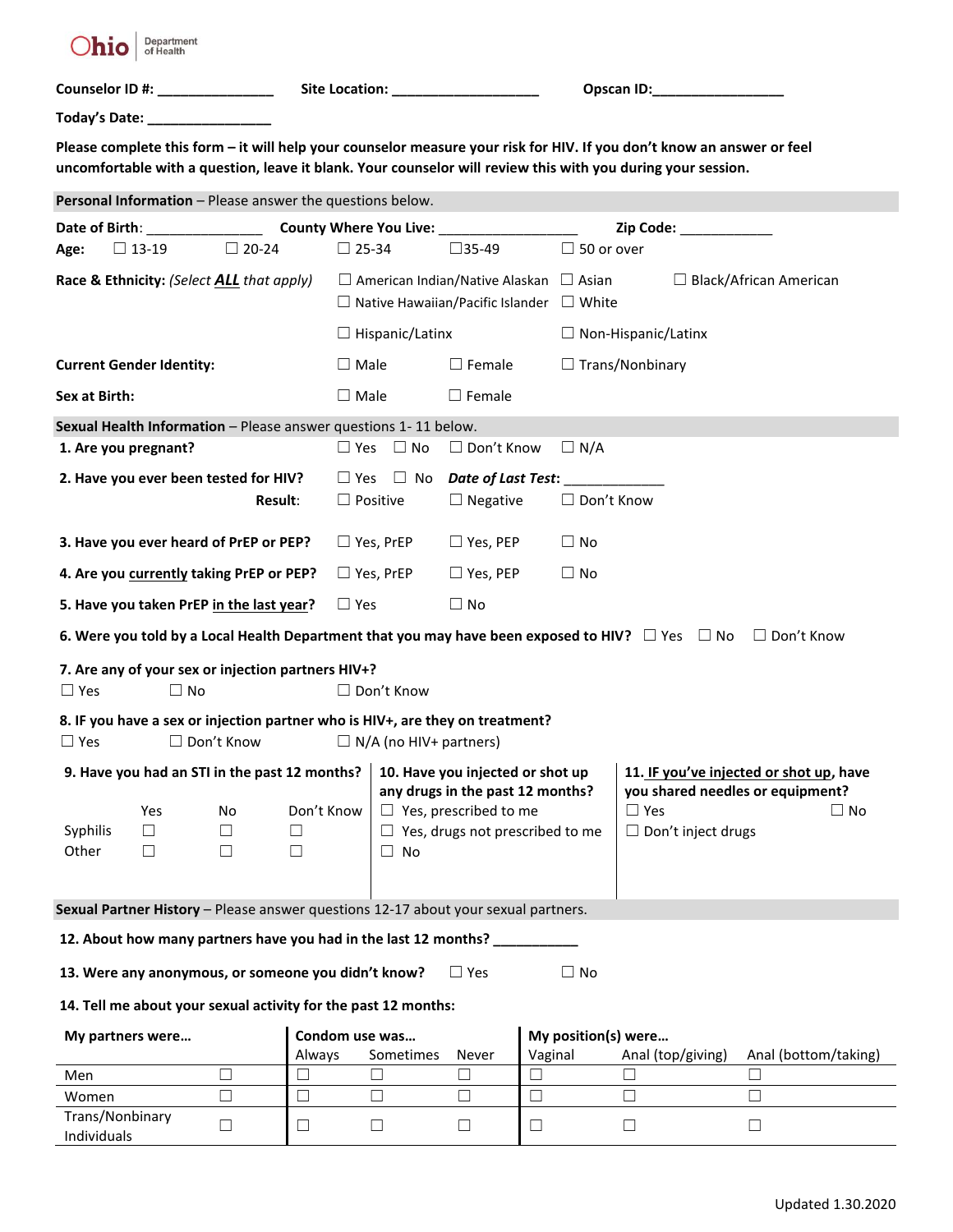Ohio Department of Health

**Counselor ID #:** _______________ **Site Location:** ___________________ **Opscan ID:**_________________

**Today's Date:** ________________

**Please complete this form – it will help your counselor measure your risk for HIV. If you don't know an answer or feel uncomfortable with a question, leave it blank. Your counselor will review this with you during your session.**

## Personal Information – Please answer the questions below.

**Date of Birth**: _______________ **County Where You Live:** __________________ **Zip Code:** ____________

**Age:** ☐ 13-19 ☐ 20-24 ☐ 25-34 ☐ 35-49 ☐ 50 or over

**Race & Ethnicity:** *(Select **ALL** that apply)* ☐ American Indian/Native Alaskan ☐ Asian ☐ Black/African American ☐ Native Hawaiian/Pacific Islander ☐ White

☐ Hispanic/Latinx ☐ Non-Hispanic/Latinx

**Current Gender Identity:** ☐ Male ☐ Female ☐ Trans/Nonbinary

**Sex at Birth:** ☐ Male ☐ Female

## Sexual Health Information – Please answer questions 1- 11 below.

**1. Are you pregnant?** ☐ Yes ☐ No ☐ Don't Know ☐ N/A

**2. Have you ever been tested for HIV?** ☐ Yes ☐ No ***Date of Last Test***: ____________

**Result**: ☐ Positive ☐ Negative ☐ Don't Know

**3. Have you ever heard of PrEP or PEP?** ☐ Yes, PrEP ☐ Yes, PEP ☐ No

**4. Are you <u>currently</u> taking PrEP or PEP?** ☐ Yes, PrEP ☐ Yes, PEP ☐ No

**5. Have you taken PrEP <u>in the last year</u>?** ☐ Yes ☐ No

**6. Were you told by a Local Health Department that you may have been exposed to HIV?** ☐ Yes ☐ No ☐ Don't Know

**7. Are any of your sex or injection partners HIV+?**
☐ Yes ☐ No ☐ Don't Know

**8. IF you have a sex or injection partner who is HIV+, are they on treatment?**
☐ Yes ☐ Don't Know ☐ N/A (no HIV+ partners)

**9. Have you had an STI in the past 12 months?**

| | Yes | No | Don't Know |
|---|---|---|---|
| Syphilis | ☐ | ☐ | ☐ |
| Other | ☐ | ☐ | ☐ |

**10. Have you injected or shot up any drugs in the past 12 months?**
☐ Yes, prescribed to me
☐ Yes, drugs not prescribed to me
☐ No

**11. <u>IF you've injected or shot up</u>, have you shared needles or equipment?**
☐ Yes ☐ No
☐ Don't inject drugs

## Sexual Partner History – Please answer questions 12-17 about your sexual partners.

**12. About how many partners have you had in the last 12 months?** ___________

**13. Were any anonymous, or someone you didn't know?** ☐ Yes ☐ No

**14. Tell me about your sexual activity for the past 12 months:**

| My partners were… | | Condom use was… | | | My position(s) were… | | |
|---|---|---|---|---|---|---|---|
| | | Always | Sometimes | Never | Vaginal | Anal (top/giving) | Anal (bottom/taking) |
| Men | ☐ | ☐ | ☐ | ☐ | ☐ | ☐ | ☐ |
| Women | ☐ | ☐ | ☐ | ☐ | ☐ | ☐ | ☐ |
| Trans/Nonbinary Individuals | ☐ | ☐ | ☐ | ☐ | ☐ | ☐ | ☐ |

Updated 1.30.2020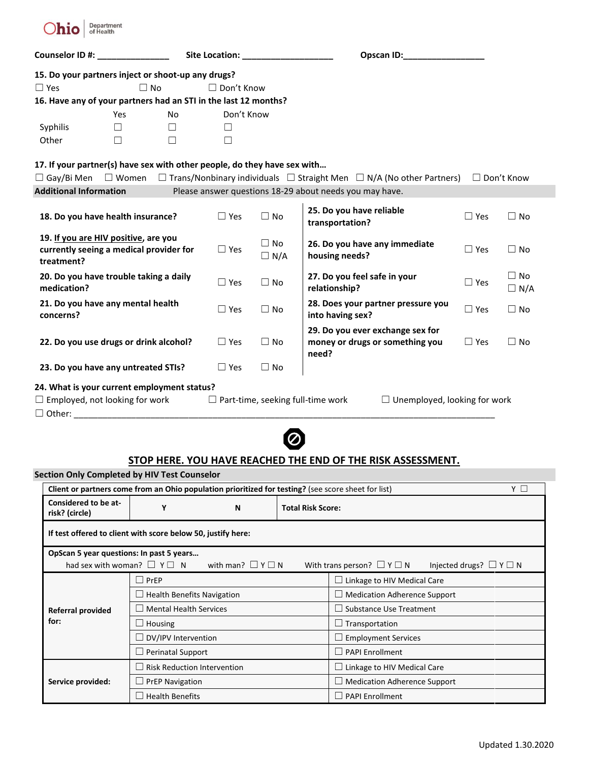Ohio Department of Health

**Counselor ID #: _______________ Site Location: ___________________ Opscan ID:_________________**

**15. Do your partners inject or shoot-up any drugs?**

☐ Yes ☐ No ☐ Don't Know

**16. Have any of your partners had an STI in the last 12 months?**

| | Yes | No | Don't Know |
|---|---|---|---|
| Syphilis | ☐ | ☐ | ☐ |
| Other | ☐ | ☐ | ☐ |

**17. If your partner(s) have sex with other people, do they have sex with…**

☐ Gay/Bi Men ☐ Women ☐ Trans/Nonbinary individuals ☐ Straight Men ☐ N/A (No other Partners) ☐ Don't Know

**Additional Information** Please answer questions 18-29 about needs you may have.

| | | | | | |
|---|---|---|---|---|---|
| **18. Do you have health insurance?** | ☐ Yes | ☐ No | **25. Do you have reliable transportation?** | ☐ Yes | ☐ No |
| **19. If you are HIV positive, are you currently seeing a medical provider for treatment?** | ☐ Yes | ☐ No ☐ N/A | **26. Do you have any immediate housing needs?** | ☐ Yes | ☐ No |
| **20. Do you have trouble taking a daily medication?** | ☐ Yes | ☐ No | **27. Do you feel safe in your relationship?** | ☐ Yes | ☐ No ☐ N/A |
| **21. Do you have any mental health concerns?** | ☐ Yes | ☐ No | **28. Does your partner pressure you into having sex?** | ☐ Yes | ☐ No |
| **22. Do you use drugs or drink alcohol?** | ☐ Yes | ☐ No | **29. Do you ever exchange sex for money or drugs or something you need?** | ☐ Yes | ☐ No |
| **23. Do you have any untreated STIs?** | ☐ Yes | ☐ No | | | |

**24. What is your current employment status?**

☐ Employed, not looking for work ☐ Part-time, seeking full-time work ☐ Unemployed, looking for work

☐ Other: ____________________________________________________________________________________

**STOP HERE. YOU HAVE REACHED THE END OF THE RISK ASSESSMENT.**

**Section Only Completed by HIV Test Counselor**

**Client or partners come from an Ohio population prioritized for testing?** (see score sheet for list) Y ☐

| **Considered to be at-risk? (circle)** | Y | N | **Total Risk Score:** |
|---|---|---|---|

**If test offered to client with score below 50, justify here:**

**OpScan 5 year questions: In past 5 years…**

had sex with woman? ☐ Y ☐ N with man? ☐ Y ☐ N With trans person? ☐ Y ☐ N Injected drugs? ☐ Y ☐ N

| | | |
|---|---|---|
| **Referral provided for:** | ☐ PrEP | ☐ Linkage to HIV Medical Care |
| | ☐ Health Benefits Navigation | ☐ Medication Adherence Support |
| | ☐ Mental Health Services | ☐ Substance Use Treatment |
| | ☐ Housing | ☐ Transportation |
| | ☐ DV/IPV Intervention | ☐ Employment Services |
| | ☐ Perinatal Support | ☐ PAPI Enrollment |
| **Service provided:** | ☐ Risk Reduction Intervention | ☐ Linkage to HIV Medical Care |
| | ☐ PrEP Navigation | ☐ Medication Adherence Support |
| | ☐ Health Benefits | ☐ PAPI Enrollment |

Updated 1.30.2020